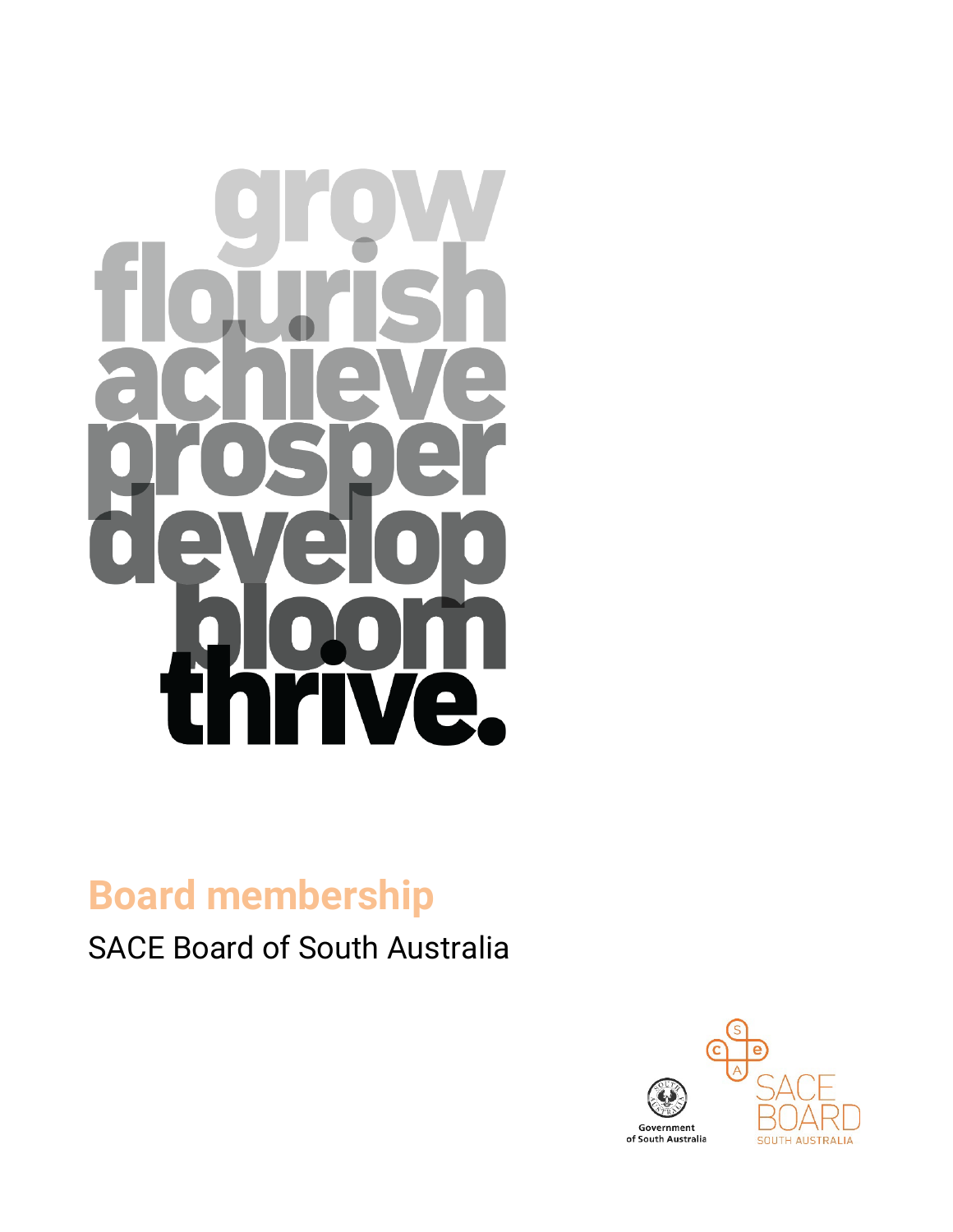grow
flourish
achieve
prosper
develop
bloom
thrive.

# Board membership

SACE Board of South Australia

Government of South Australia

SACE BOARD SOUTH AUSTRALIA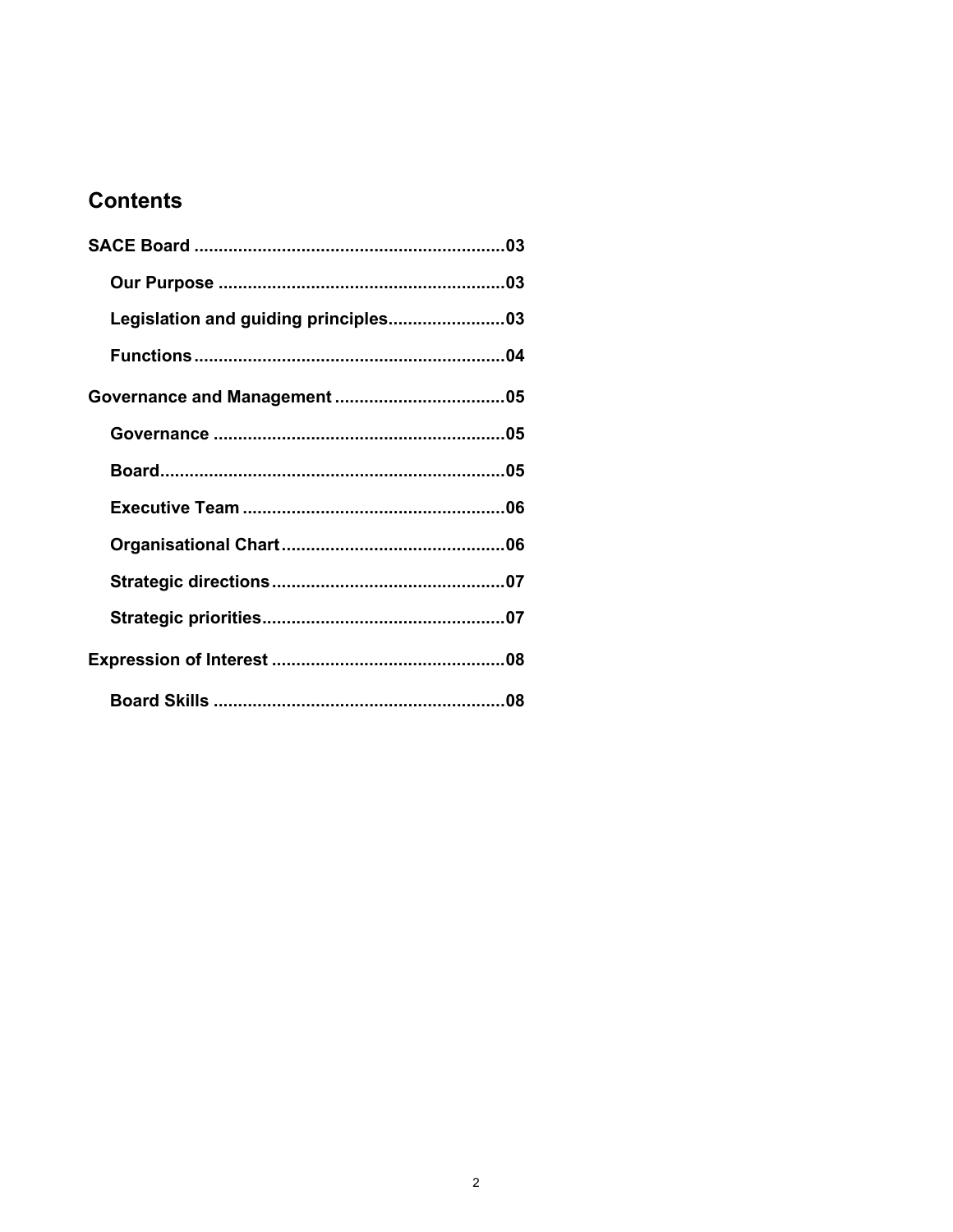## Contents

**SACE Board** ..............................................................**03**

- **Our Purpose** ..........................................................**03**
- **Legislation and guiding principles**........................**03**
- **Functions**..............................................................**04**

**Governance and Management** ..................................**05**

- **Governance** ...........................................................**05**
- **Board**......................................................................**05**
- **Executive Team** .....................................................**06**
- **Organisational Chart**.............................................**06**
- **Strategic directions**...............................................**07**
- **Strategic priorities**.................................................**07**

**Expression of Interest** ...............................................**08**

- **Board Skills** ...........................................................**08**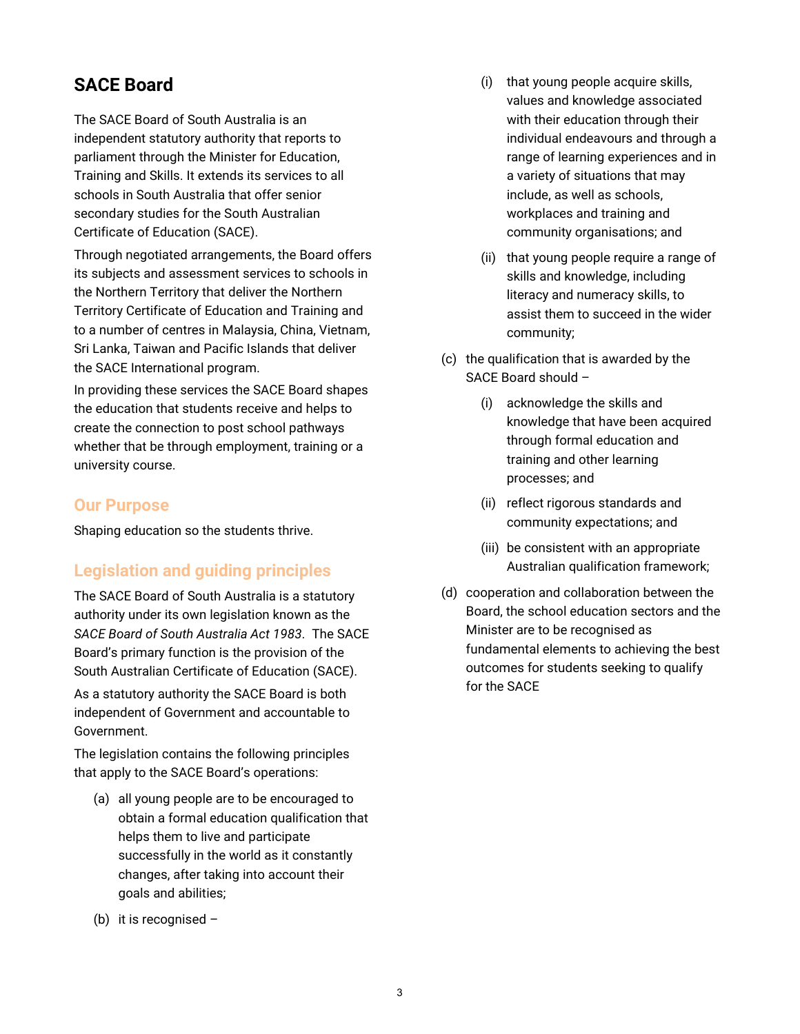## SACE Board

The SACE Board of South Australia is an independent statutory authority that reports to parliament through the Minister for Education, Training and Skills. It extends its services to all schools in South Australia that offer senior secondary studies for the South Australian Certificate of Education (SACE).

Through negotiated arrangements, the Board offers its subjects and assessment services to schools in the Northern Territory that deliver the Northern Territory Certificate of Education and Training and to a number of centres in Malaysia, China, Vietnam, Sri Lanka, Taiwan and Pacific Islands that deliver the SACE International program.

In providing these services the SACE Board shapes the education that students receive and helps to create the connection to post school pathways whether that be through employment, training or a university course.

### Our Purpose

Shaping education so the students thrive.

### Legislation and guiding principles

The SACE Board of South Australia is a statutory authority under its own legislation known as the *SACE Board of South Australia Act 1983*. The SACE Board's primary function is the provision of the South Australian Certificate of Education (SACE).

As a statutory authority the SACE Board is both independent of Government and accountable to Government.

The legislation contains the following principles that apply to the SACE Board's operations:

(a) all young people are to be encouraged to obtain a formal education qualification that helps them to live and participate successfully in the world as it constantly changes, after taking into account their goals and abilities;

(b) it is recognised –

  (i) that young people acquire skills, values and knowledge associated with their education through their individual endeavours and through a range of learning experiences and in a variety of situations that may include, as well as schools, workplaces and training and community organisations; and

  (ii) that young people require a range of skills and knowledge, including literacy and numeracy skills, to assist them to succeed in the wider community;

(c) the qualification that is awarded by the SACE Board should –

  (i) acknowledge the skills and knowledge that have been acquired through formal education and training and other learning processes; and

  (ii) reflect rigorous standards and community expectations; and

  (iii) be consistent with an appropriate Australian qualification framework;

(d) cooperation and collaboration between the Board, the school education sectors and the Minister are to be recognised as fundamental elements to achieving the best outcomes for students seeking to qualify for the SACE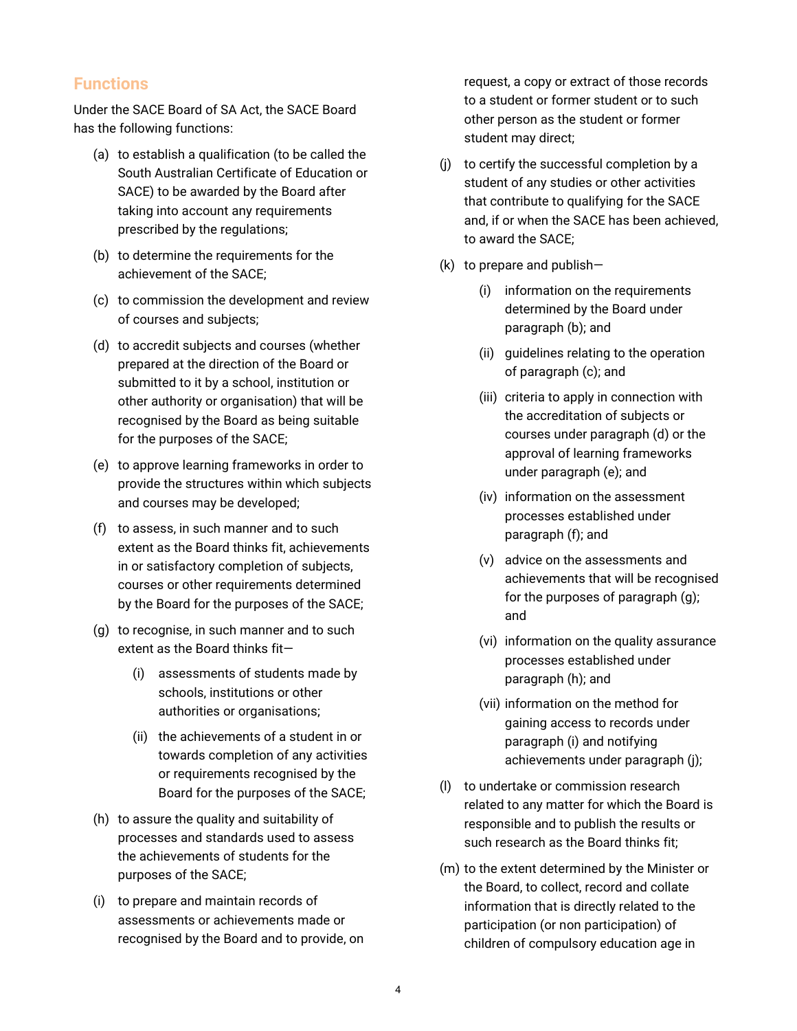## Functions

Under the SACE Board of SA Act, the SACE Board has the following functions:

(a) to establish a qualification (to be called the South Australian Certificate of Education or SACE) to be awarded by the Board after taking into account any requirements prescribed by the regulations;

(b) to determine the requirements for the achievement of the SACE;

(c) to commission the development and review of courses and subjects;

(d) to accredit subjects and courses (whether prepared at the direction of the Board or submitted to it by a school, institution or other authority or organisation) that will be recognised by the Board as being suitable for the purposes of the SACE;

(e) to approve learning frameworks in order to provide the structures within which subjects and courses may be developed;

(f) to assess, in such manner and to such extent as the Board thinks fit, achievements in or satisfactory completion of subjects, courses or other requirements determined by the Board for the purposes of the SACE;

(g) to recognise, in such manner and to such extent as the Board thinks fit—

 (i) assessments of students made by schools, institutions or other authorities or organisations;

 (ii) the achievements of a student in or towards completion of any activities or requirements recognised by the Board for the purposes of the SACE;

(h) to assure the quality and suitability of processes and standards used to assess the achievements of students for the purposes of the SACE;

(i) to prepare and maintain records of assessments or achievements made or recognised by the Board and to provide, on request, a copy or extract of those records to a student or former student or to such other person as the student or former student may direct;

(j) to certify the successful completion by a student of any studies or other activities that contribute to qualifying for the SACE and, if or when the SACE has been achieved, to award the SACE;

(k) to prepare and publish—

 (i) information on the requirements determined by the Board under paragraph (b); and

 (ii) guidelines relating to the operation of paragraph (c); and

 (iii) criteria to apply in connection with the accreditation of subjects or courses under paragraph (d) or the approval of learning frameworks under paragraph (e); and

 (iv) information on the assessment processes established under paragraph (f); and

 (v) advice on the assessments and achievements that will be recognised for the purposes of paragraph (g); and

 (vi) information on the quality assurance processes established under paragraph (h); and

 (vii) information on the method for gaining access to records under paragraph (i) and notifying achievements under paragraph (j);

(l) to undertake or commission research related to any matter for which the Board is responsible and to publish the results or such research as the Board thinks fit;

(m) to the extent determined by the Minister or the Board, to collect, record and collate information that is directly related to the participation (or non participation) of children of compulsory education age in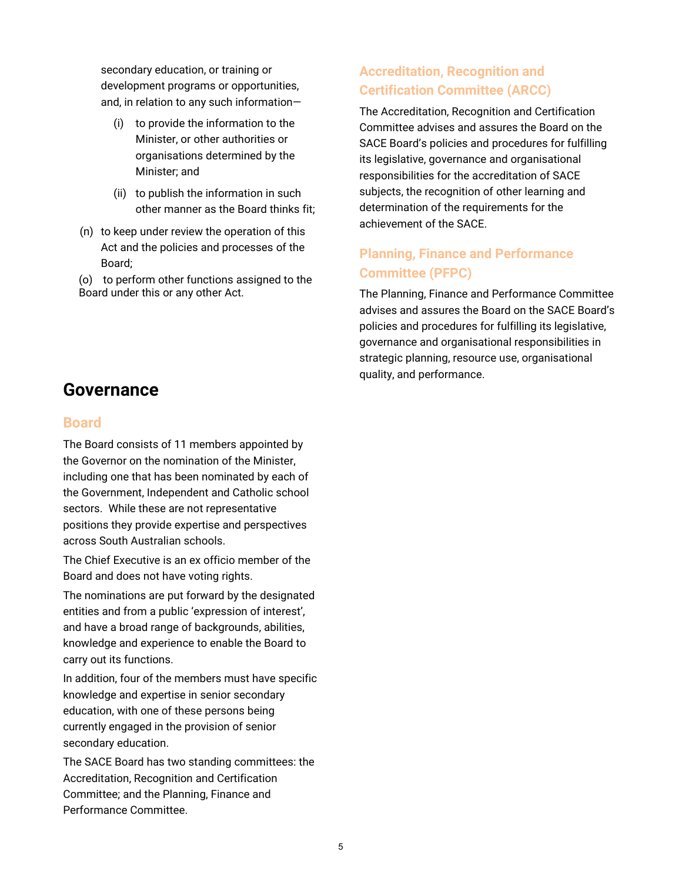secondary education, or training or development programs or opportunities, and, in relation to any such information—

   (i) to provide the information to the Minister, or other authorities or organisations determined by the Minister; and

   (ii) to publish the information in such other manner as the Board thinks fit;

(n) to keep under review the operation of this Act and the policies and processes of the Board;

(o) to perform other functions assigned to the Board under this or any other Act.

## Governance

### Board

The Board consists of 11 members appointed by the Governor on the nomination of the Minister, including one that has been nominated by each of the Government, Independent and Catholic school sectors. While these are not representative positions they provide expertise and perspectives across South Australian schools.

The Chief Executive is an ex officio member of the Board and does not have voting rights.

The nominations are put forward by the designated entities and from a public 'expression of interest', and have a broad range of backgrounds, abilities, knowledge and experience to enable the Board to carry out its functions.

In addition, four of the members must have specific knowledge and expertise in senior secondary education, with one of these persons being currently engaged in the provision of senior secondary education.

The SACE Board has two standing committees: the Accreditation, Recognition and Certification Committee; and the Planning, Finance and Performance Committee.

### Accreditation, Recognition and Certification Committee (ARCC)

The Accreditation, Recognition and Certification Committee advises and assures the Board on the SACE Board's policies and procedures for fulfilling its legislative, governance and organisational responsibilities for the accreditation of SACE subjects, the recognition of other learning and determination of the requirements for the achievement of the SACE.

### Planning, Finance and Performance Committee (PFPC)

The Planning, Finance and Performance Committee advises and assures the Board on the SACE Board's policies and procedures for fulfilling its legislative, governance and organisational responsibilities in strategic planning, resource use, organisational quality, and performance.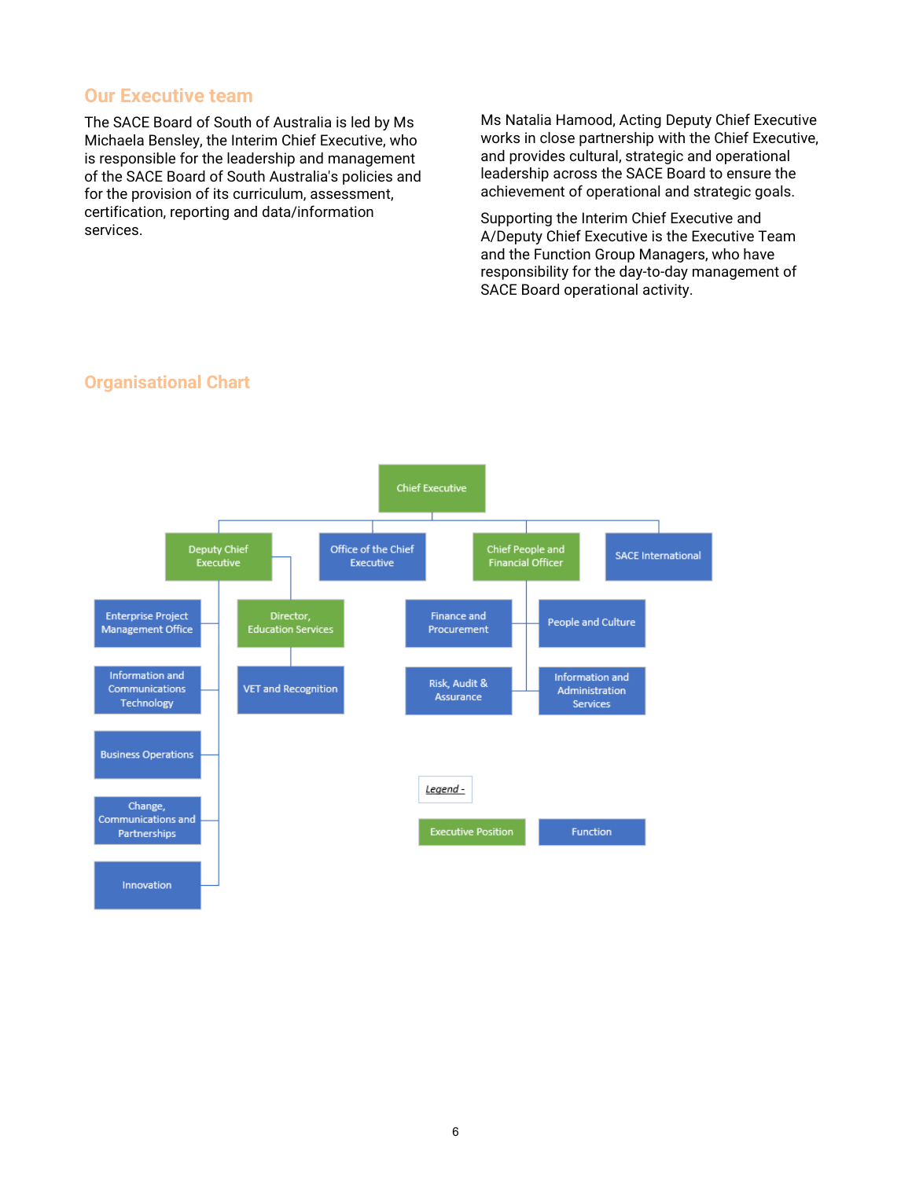## Our Executive team

The SACE Board of South Australia is led by Ms Michaela Bensley, the Interim Chief Executive, who is responsible for the leadership and management of the SACE Board of South Australia's policies and for the provision of its curriculum, assessment, certification, reporting and data/information services.

Ms Natalia Hamood, Acting Deputy Chief Executive works in close partnership with the Chief Executive, and provides cultural, strategic and operational leadership across the SACE Board to ensure the achievement of operational and strategic goals.

Supporting the Interim Chief Executive and A/Deputy Chief Executive is the Executive Team and the Function Group Managers, who have responsibility for the day-to-day management of SACE Board operational activity.

## Organisational Chart

- Chief Executive *(Executive Position)*
  - Deputy Chief Executive *(Executive Position)*
    - Enterprise Project Management Office *(Function)*
    - Information and Communications Technology *(Function)*
    - Business Operations *(Function)*
    - Change, Communications and Partnerships *(Function)*
    - Innovation *(Function)*
    - Director, Education Services *(Executive Position)*
      - VET and Recognition *(Function)*
  - Office of the Chief Executive *(Function)*
  - Chief People and Financial Officer *(Executive Position)*
    - Finance and Procurement *(Function)*
    - People and Culture *(Function)*
    - Risk, Audit & Assurance *(Function)*
    - Information and Administration Services *(Function)*
  - SACE International *(Function)*

*Legend -*

- Executive Position
- Function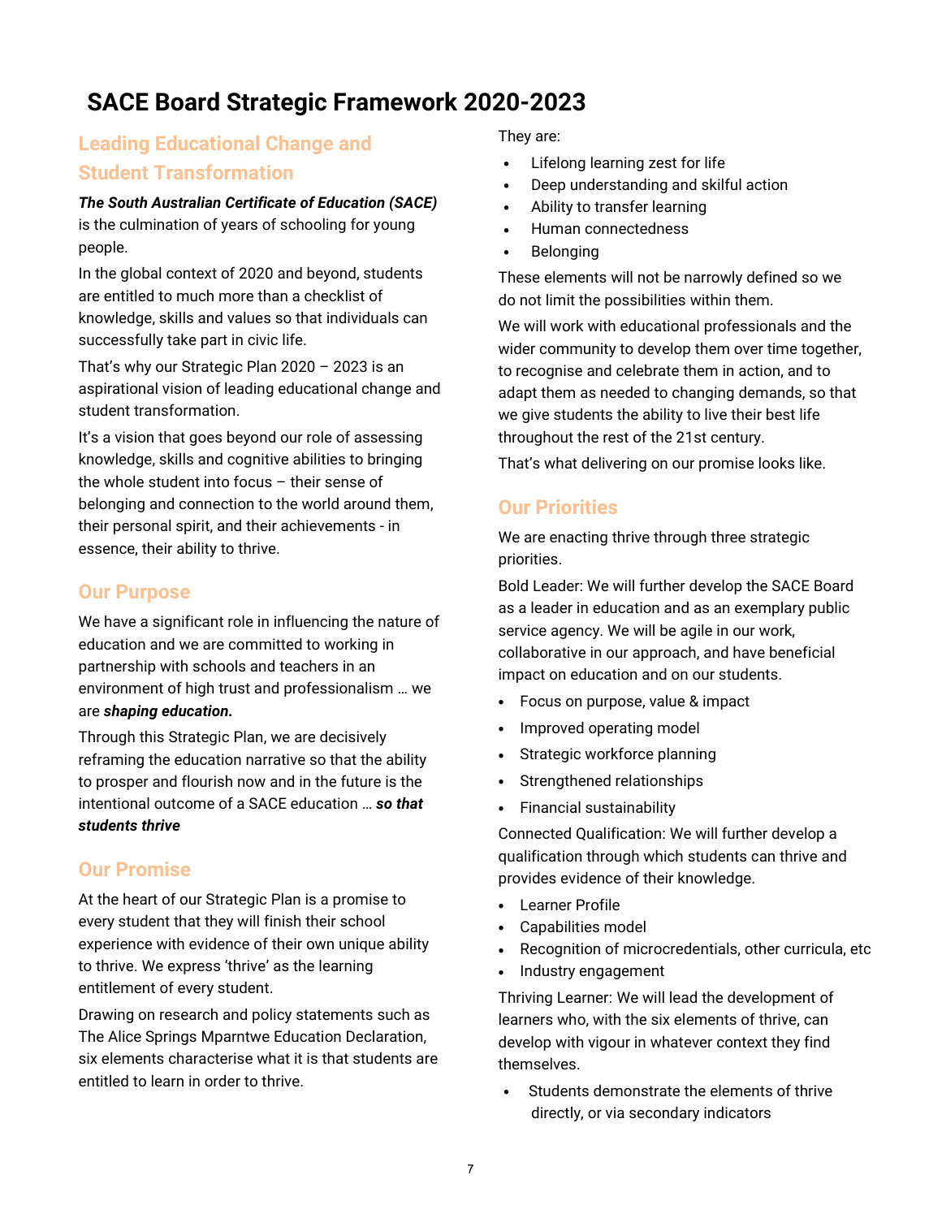# SACE Board Strategic Framework 2020-2023

## Leading Educational Change and Student Transformation

***The South Australian Certificate of Education (SACE)*** is the culmination of years of schooling for young people.

In the global context of 2020 and beyond, students are entitled to much more than a checklist of knowledge, skills and values so that individuals can successfully take part in civic life.

That's why our Strategic Plan 2020 – 2023 is an aspirational vision of leading educational change and student transformation.

It's a vision that goes beyond our role of assessing knowledge, skills and cognitive abilities to bringing the whole student into focus – their sense of belonging and connection to the world around them, their personal spirit, and their achievements - in essence, their ability to thrive.

## Our Purpose

We have a significant role in influencing the nature of education and we are committed to working in partnership with schools and teachers in an environment of high trust and professionalism … we are ***shaping education.***

Through this Strategic Plan, we are decisively reframing the education narrative so that the ability to prosper and flourish now and in the future is the intentional outcome of a SACE education … ***so that students thrive***

## Our Promise

At the heart of our Strategic Plan is a promise to every student that they will finish their school experience with evidence of their own unique ability to thrive. We express 'thrive' as the learning entitlement of every student.

Drawing on research and policy statements such as The Alice Springs Mparntwe Education Declaration, six elements characterise what it is that students are entitled to learn in order to thrive.

They are:

- Lifelong learning zest for life
- Deep understanding and skilful action
- Ability to transfer learning
- Human connectedness
- Belonging

These elements will not be narrowly defined so we do not limit the possibilities within them.

We will work with educational professionals and the wider community to develop them over time together, to recognise and celebrate them in action, and to adapt them as needed to changing demands, so that we give students the ability to live their best life throughout the rest of the 21st century.

That's what delivering on our promise looks like.

## Our Priorities

We are enacting thrive through three strategic priorities.

Bold Leader: We will further develop the SACE Board as a leader in education and as an exemplary public service agency. We will be agile in our work, collaborative in our approach, and have beneficial impact on education and on our students.

- Focus on purpose, value & impact
- Improved operating model
- Strategic workforce planning
- Strengthened relationships
- Financial sustainability

Connected Qualification: We will further develop a qualification through which students can thrive and provides evidence of their knowledge.

- Learner Profile
- Capabilities model
- Recognition of microcredentials, other curricula, etc
- Industry engagement

Thriving Learner: We will lead the development of learners who, with the six elements of thrive, can develop with vigour in whatever context they find themselves.

- Students demonstrate the elements of thrive directly, or via secondary indicators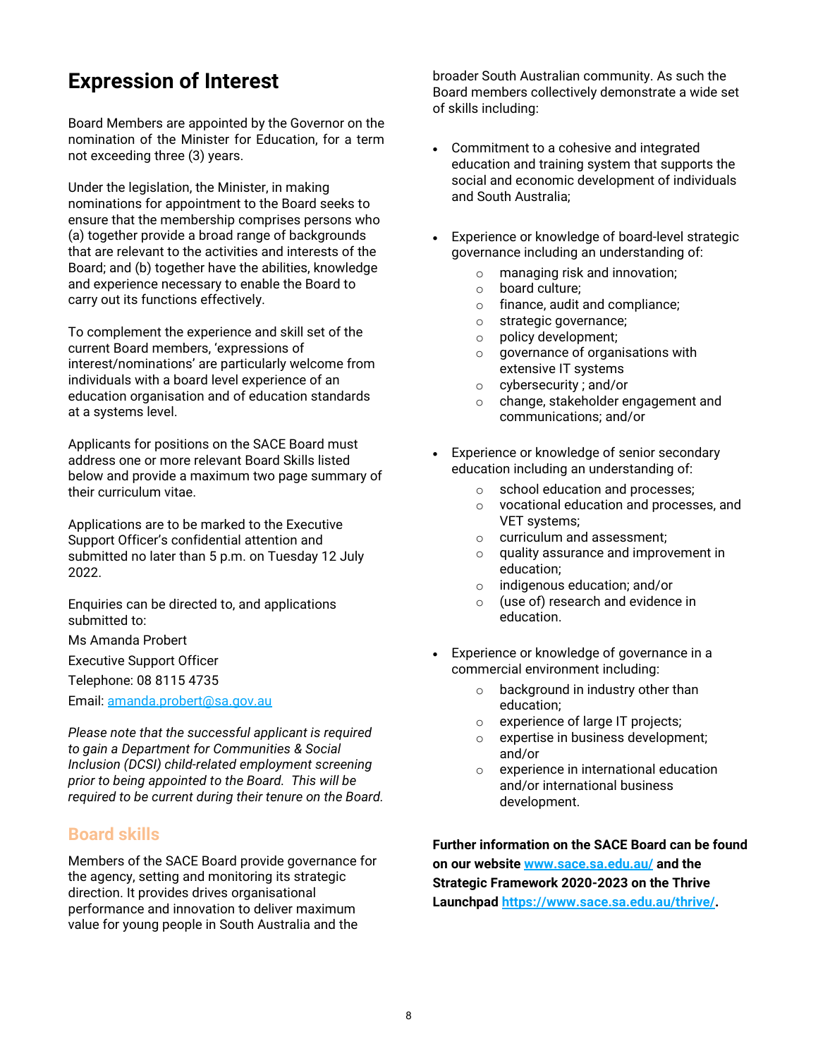# Expression of Interest

Board Members are appointed by the Governor on the nomination of the Minister for Education, for a term not exceeding three (3) years.

Under the legislation, the Minister, in making nominations for appointment to the Board seeks to ensure that the membership comprises persons who (a) together provide a broad range of backgrounds that are relevant to the activities and interests of the Board; and (b) together have the abilities, knowledge and experience necessary to enable the Board to carry out its functions effectively.

To complement the experience and skill set of the current Board members, 'expressions of interest/nominations' are particularly welcome from individuals with a board level experience of an education organisation and of education standards at a systems level.

Applicants for positions on the SACE Board must address one or more relevant Board Skills listed below and provide a maximum two page summary of their curriculum vitae.

Applications are to be marked to the Executive Support Officer's confidential attention and submitted no later than 5 p.m. on Tuesday 12 July 2022.

Enquiries can be directed to, and applications submitted to:

Ms Amanda Probert

Executive Support Officer

Telephone: 08 8115 4735

Email: amanda.probert@sa.gov.au

*Please note that the successful applicant is required to gain a Department for Communities & Social Inclusion (DCSI) child-related employment screening prior to being appointed to the Board. This will be required to be current during their tenure on the Board.*

## Board skills

Members of the SACE Board provide governance for the agency, setting and monitoring its strategic direction. It provides drives organisational performance and innovation to deliver maximum value for young people in South Australia and the broader South Australian community. As such the Board members collectively demonstrate a wide set of skills including:

- Commitment to a cohesive and integrated education and training system that supports the social and economic development of individuals and South Australia;
- Experience or knowledge of board-level strategic governance including an understanding of:
  - managing risk and innovation;
  - board culture;
  - finance, audit and compliance;
  - strategic governance;
  - policy development;
  - governance of organisations with extensive IT systems
  - cybersecurity ; and/or
  - change, stakeholder engagement and communications; and/or
- Experience or knowledge of senior secondary education including an understanding of:
  - school education and processes;
  - vocational education and processes, and VET systems;
  - curriculum and assessment;
  - quality assurance and improvement in education;
  - indigenous education; and/or
  - (use of) research and evidence in education.
- Experience or knowledge of governance in a commercial environment including:
  - background in industry other than education;
  - experience of large IT projects;
  - expertise in business development; and/or
  - experience in international education and/or international business development.

**Further information on the SACE Board can be found on our website www.sace.sa.edu.au/ and the Strategic Framework 2020-2023 on the Thrive Launchpad https://www.sace.sa.edu.au/thrive/.**